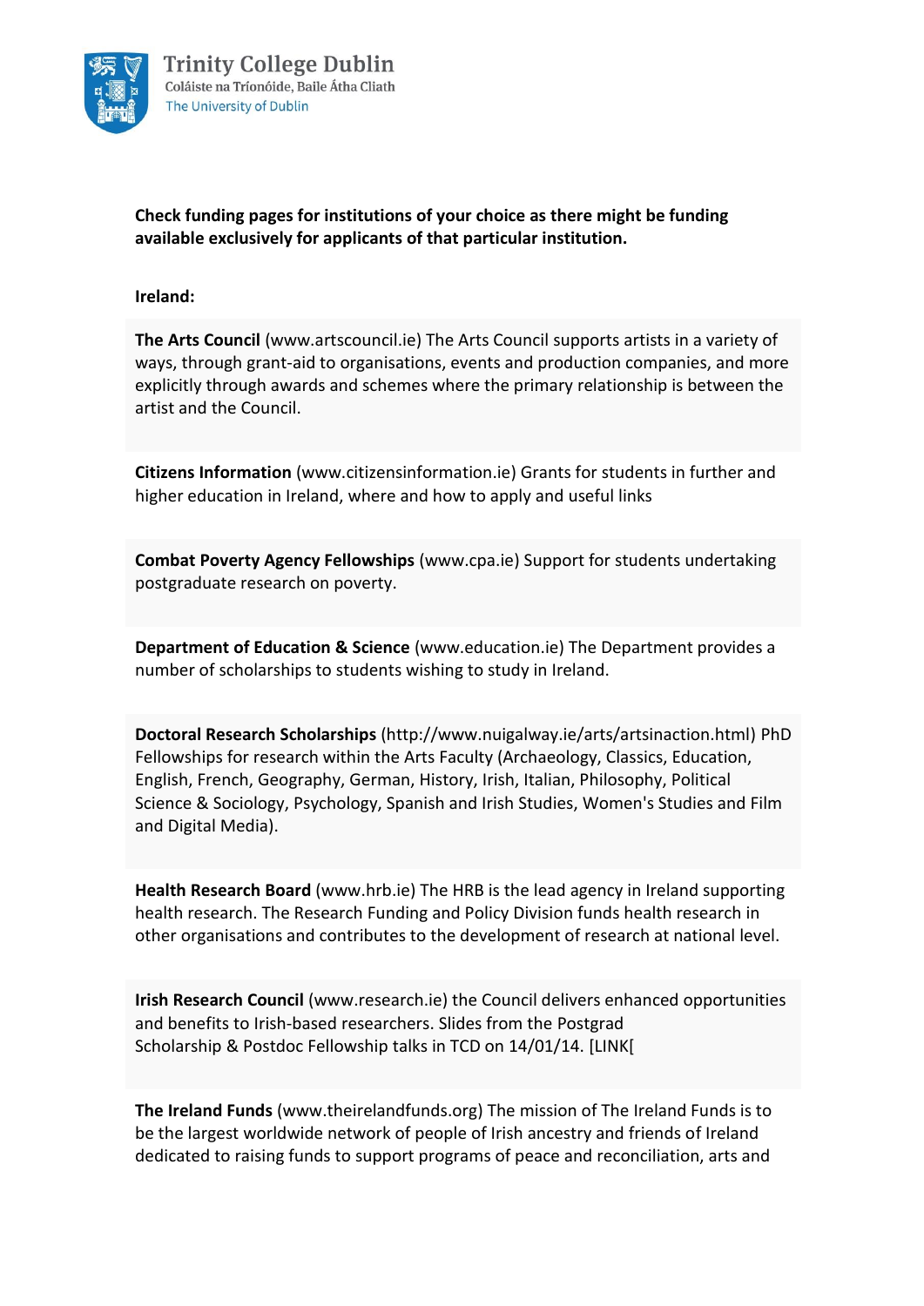Trinity College Dublin
Coláiste na Tríonóide, Baile Átha Cliath
The University of Dublin

**Check funding pages for institutions of your choice as there might be funding available exclusively for applicants of that particular institution.**

**Ireland:**

**The Arts Council** (www.artscouncil.ie) The Arts Council supports artists in a variety of ways, through grant-aid to organisations, events and production companies, and more explicitly through awards and schemes where the primary relationship is between the artist and the Council.

**Citizens Information** (www.citizensinformation.ie) Grants for students in further and higher education in Ireland, where and how to apply and useful links

**Combat Poverty Agency Fellowships** (www.cpa.ie) Support for students undertaking postgraduate research on poverty.

**Department of Education & Science** (www.education.ie) The Department provides a number of scholarships to students wishing to study in Ireland.

**Doctoral Research Scholarships** (http://www.nuigalway.ie/arts/artsinaction.html) PhD Fellowships for research within the Arts Faculty (Archaeology, Classics, Education, English, French, Geography, German, History, Irish, Italian, Philosophy, Political Science & Sociology, Psychology, Spanish and Irish Studies, Women's Studies and Film and Digital Media).

**Health Research Board** (www.hrb.ie) The HRB is the lead agency in Ireland supporting health research. The Research Funding and Policy Division funds health research in other organisations and contributes to the development of research at national level.

**Irish Research Council** (www.research.ie) the Council delivers enhanced opportunities and benefits to Irish-based researchers. Slides from the Postgrad Scholarship & Postdoc Fellowship talks in TCD on 14/01/14. [LINK[

**The Ireland Funds** (www.theirelandfunds.org) The mission of The Ireland Funds is to be the largest worldwide network of people of Irish ancestry and friends of Ireland dedicated to raising funds to support programs of peace and reconciliation, arts and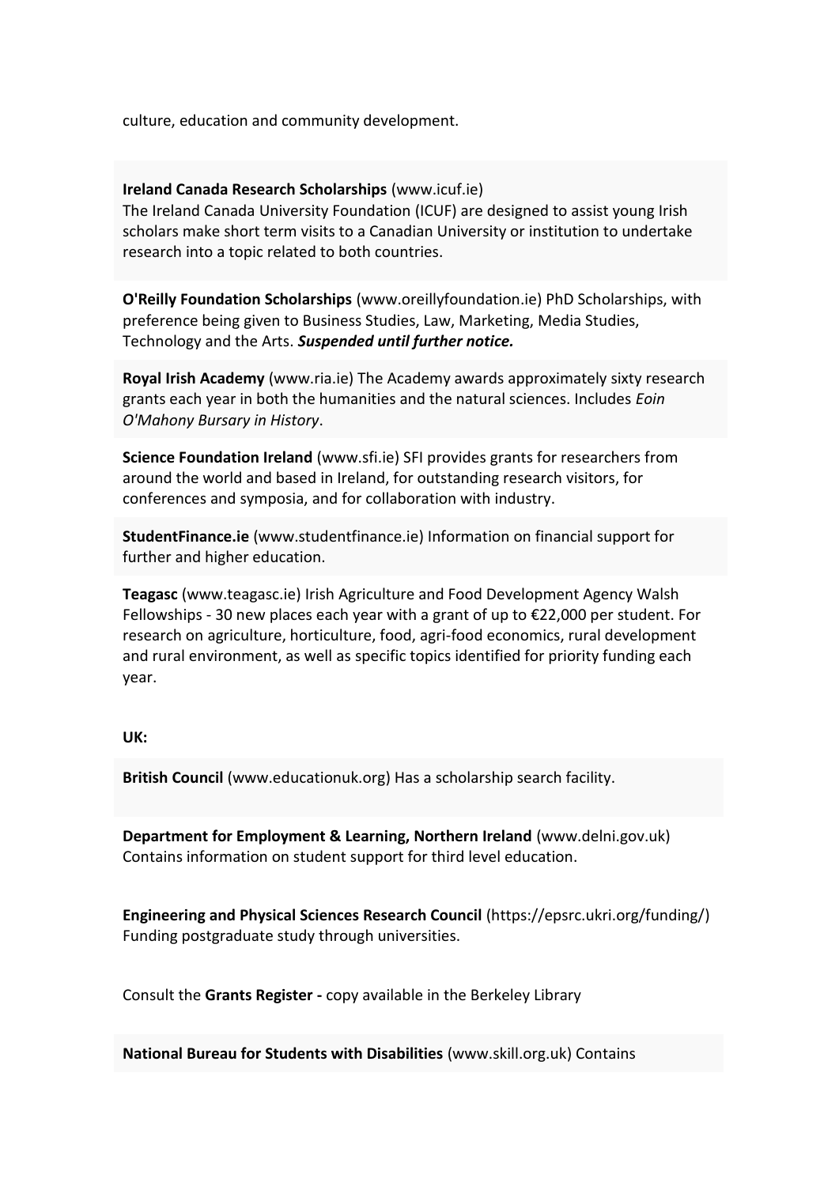culture, education and community development.

**Ireland Canada Research Scholarships** (www.icuf.ie)
The Ireland Canada University Foundation (ICUF) are designed to assist young Irish scholars make short term visits to a Canadian University or institution to undertake research into a topic related to both countries.

**O'Reilly Foundation Scholarships** (www.oreillyfoundation.ie) PhD Scholarships, with preference being given to Business Studies, Law, Marketing, Media Studies, Technology and the Arts. ***Suspended until further notice.***

**Royal Irish Academy** (www.ria.ie) The Academy awards approximately sixty research grants each year in both the humanities and the natural sciences. Includes *Eoin O'Mahony Bursary in History*.

**Science Foundation Ireland** (www.sfi.ie) SFI provides grants for researchers from around the world and based in Ireland, for outstanding research visitors, for conferences and symposia, and for collaboration with industry.

**StudentFinance.ie** (www.studentfinance.ie) Information on financial support for further and higher education.

**Teagasc** (www.teagasc.ie) Irish Agriculture and Food Development Agency Walsh Fellowships - 30 new places each year with a grant of up to €22,000 per student. For research on agriculture, horticulture, food, agri-food economics, rural development and rural environment, as well as specific topics identified for priority funding each year.

**UK:**

**British Council** (www.educationuk.org) Has a scholarship search facility.

**Department for Employment & Learning, Northern Ireland** (www.delni.gov.uk) Contains information on student support for third level education.

**Engineering and Physical Sciences Research Council** (https://epsrc.ukri.org/funding/) Funding postgraduate study through universities.

Consult the **Grants Register -** copy available in the Berkeley Library

**National Bureau for Students with Disabilities** (www.skill.org.uk) Contains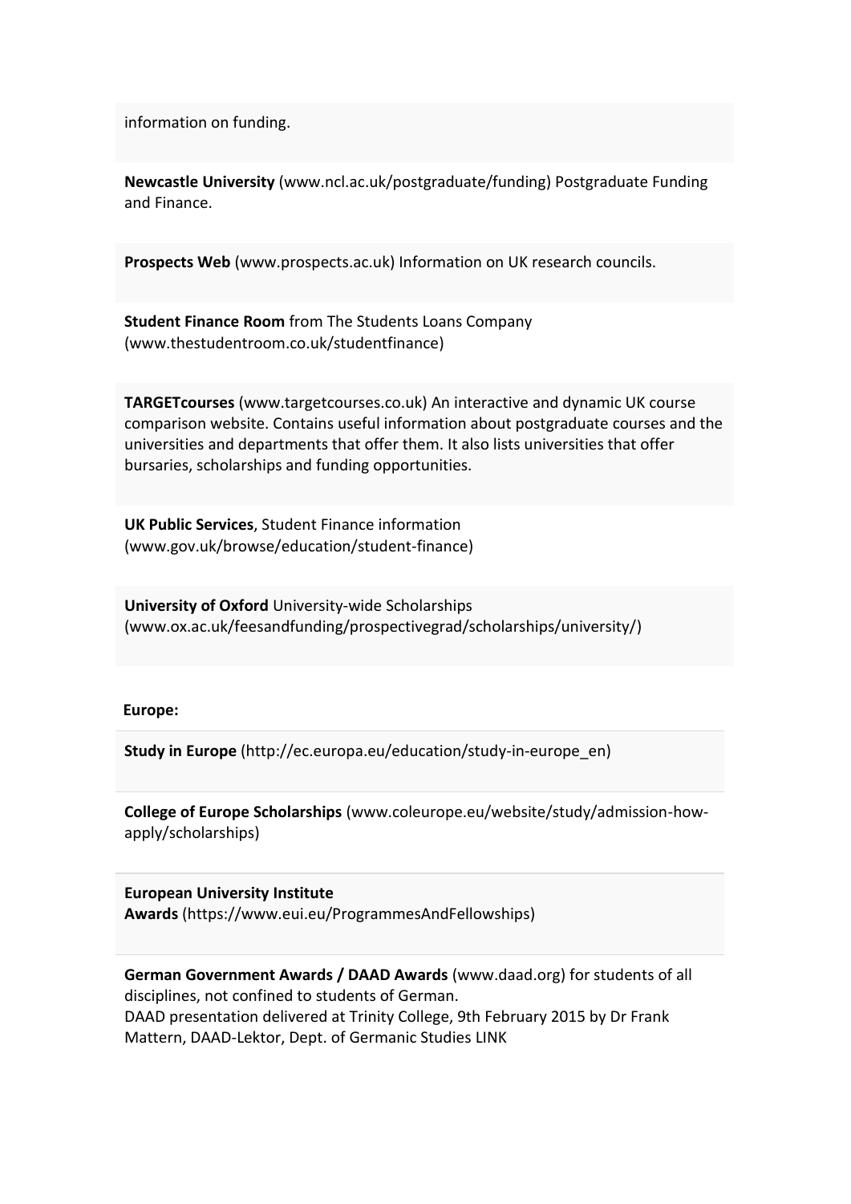information on funding.

**Newcastle University** (www.ncl.ac.uk/postgraduate/funding) Postgraduate Funding and Finance.

**Prospects Web** (www.prospects.ac.uk) Information on UK research councils.

**Student Finance Room** from The Students Loans Company (www.thestudentroom.co.uk/studentfinance)

**TARGETcourses** (www.targetcourses.co.uk) An interactive and dynamic UK course comparison website. Contains useful information about postgraduate courses and the universities and departments that offer them. It also lists universities that offer bursaries, scholarships and funding opportunities.

**UK Public Services**, Student Finance information (www.gov.uk/browse/education/student-finance)

**University of Oxford** University-wide Scholarships (www.ox.ac.uk/feesandfunding/prospectivegrad/scholarships/university/)

**Europe:**

**Study in Europe** (http://ec.europa.eu/education/study-in-europe_en)

**College of Europe Scholarships** (www.coleurope.eu/website/study/admission-how-apply/scholarships)

**European University Institute Awards** (https://www.eui.eu/ProgrammesAndFellowships)

**German Government Awards / DAAD Awards** (www.daad.org) for students of all disciplines, not confined to students of German.
DAAD presentation delivered at Trinity College, 9th February 2015 by Dr Frank Mattern, DAAD-Lektor, Dept. of Germanic Studies LINK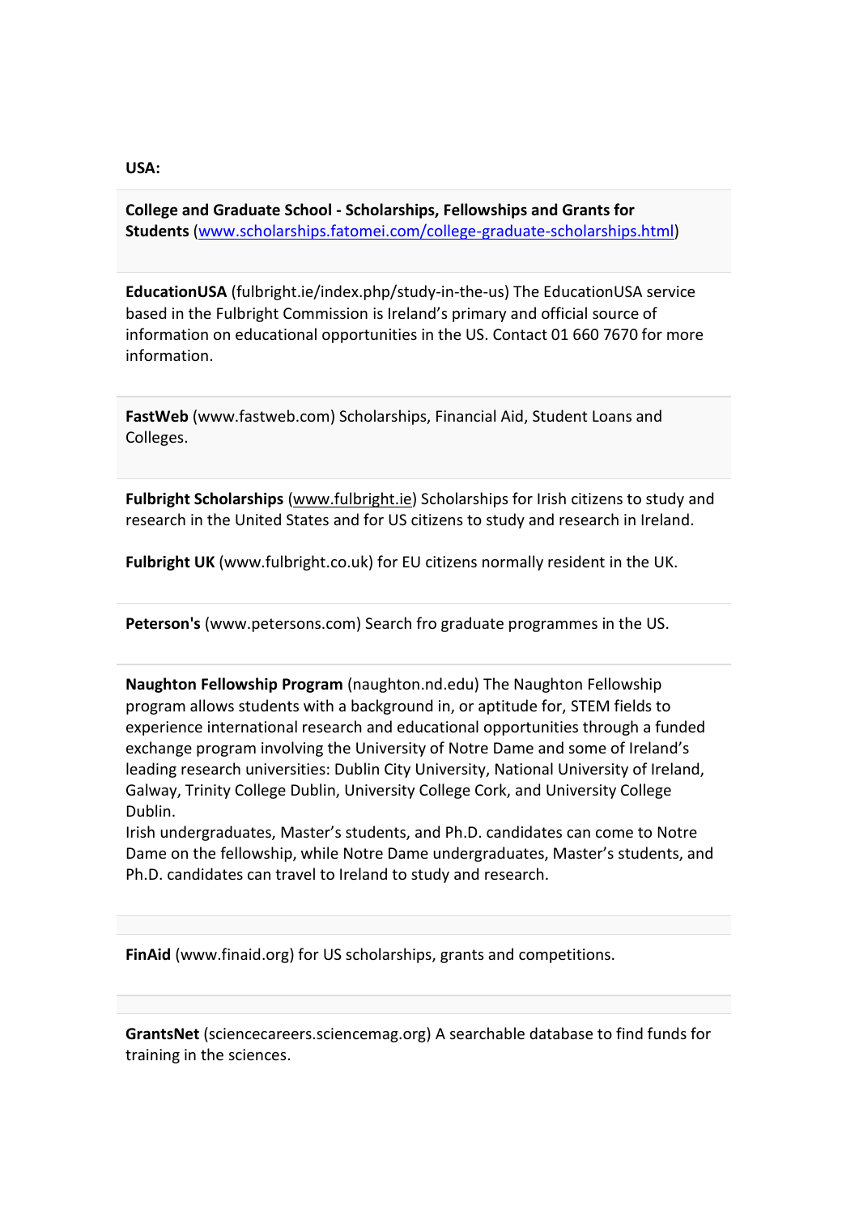**USA:**

**College and Graduate School - Scholarships, Fellowships and Grants for Students** (www.scholarships.fatomei.com/college-graduate-scholarships.html)

**EducationUSA** (fulbright.ie/index.php/study-in-the-us) The EducationUSA service based in the Fulbright Commission is Ireland's primary and official source of information on educational opportunities in the US. Contact 01 660 7670 for more information.

**FastWeb** (www.fastweb.com) Scholarships, Financial Aid, Student Loans and Colleges.

**Fulbright Scholarships** (www.fulbright.ie) Scholarships for Irish citizens to study and research in the United States and for US citizens to study and research in Ireland.

**Fulbright UK** (www.fulbright.co.uk) for EU citizens normally resident in the UK.

**Peterson's** (www.petersons.com) Search fro graduate programmes in the US.

**Naughton Fellowship Program** (naughton.nd.edu) The Naughton Fellowship program allows students with a background in, or aptitude for, STEM fields to experience international research and educational opportunities through a funded exchange program involving the University of Notre Dame and some of Ireland's leading research universities: Dublin City University, National University of Ireland, Galway, Trinity College Dublin, University College Cork, and University College Dublin.
Irish undergraduates, Master's students, and Ph.D. candidates can come to Notre Dame on the fellowship, while Notre Dame undergraduates, Master's students, and Ph.D. candidates can travel to Ireland to study and research.

**FinAid** (www.finaid.org) for US scholarships, grants and competitions.

**GrantsNet** (sciencecareers.sciencemag.org) A searchable database to find funds for training in the sciences.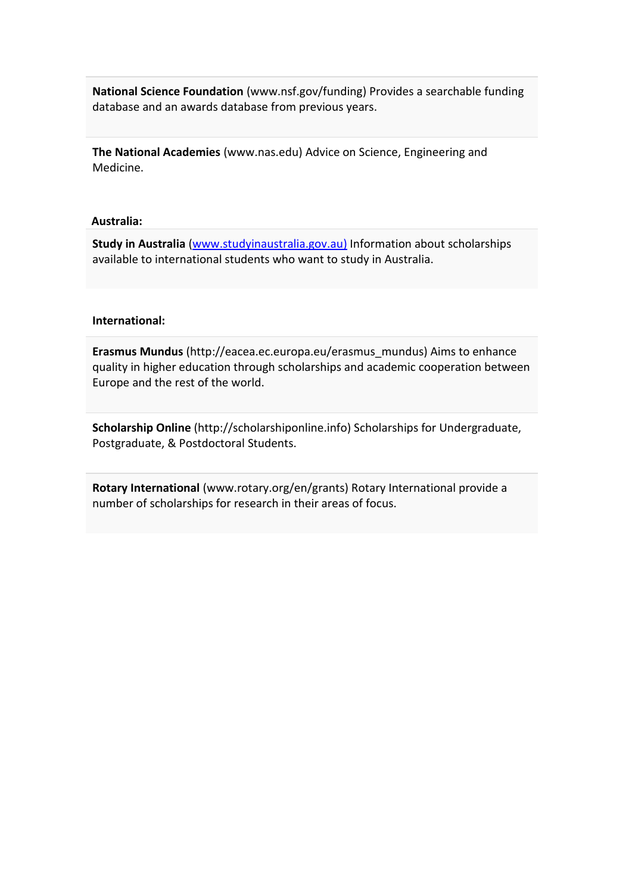**National Science Foundation** (www.nsf.gov/funding) Provides a searchable funding database and an awards database from previous years.

**The National Academies** (www.nas.edu) Advice on Science, Engineering and Medicine.

**Australia:**

**Study in Australia** (www.studyinaustralia.gov.au) Information about scholarships available to international students who want to study in Australia.

**International:**

**Erasmus Mundus** (http://eacea.ec.europa.eu/erasmus_mundus) Aims to enhance quality in higher education through scholarships and academic cooperation between Europe and the rest of the world.

**Scholarship Online** (http://scholarshiponline.info) Scholarships for Undergraduate, Postgraduate, & Postdoctoral Students.

**Rotary International** (www.rotary.org/en/grants) Rotary International provide a number of scholarships for research in their areas of focus.